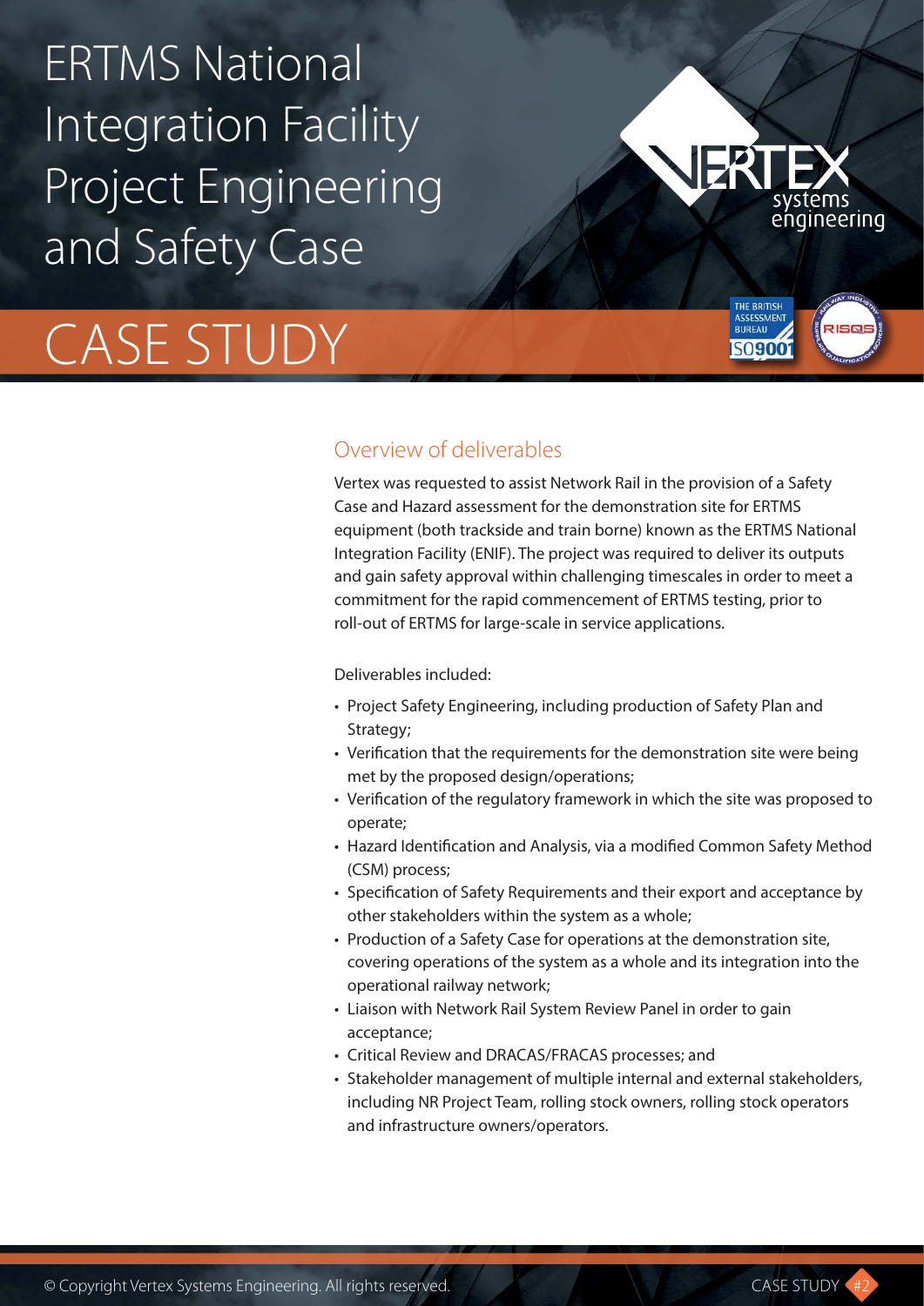# ERTMS National Integration Facility Project Engineering and Safety Case

# CASE STUDY

## Overview of deliverables

Vertex was requested to assist Network Rail in the provision of a Safety Case and Hazard assessment for the demonstration site for ERTMS equipment (both trackside and train borne) known as the ERTMS National Integration Facility (ENIF). The project was required to deliver its outputs and gain safety approval within challenging timescales in order to meet a commitment for the rapid commencement of ERTMS testing, prior to roll-out of ERTMS for large-scale in service applications.

Deliverables included:

- Project Safety Engineering, including production of Safety Plan and Strategy;
- Verification that the requirements for the demonstration site were being met by the proposed design/operations;
- Verification of the regulatory framework in which the site was proposed to operate;
- Hazard Identification and Analysis, via a modified Common Safety Method (CSM) process;
- Specification of Safety Requirements and their export and acceptance by other stakeholders within the system as a whole;
- Production of a Safety Case for operations at the demonstration site, covering operations of the system as a whole and its integration into the operational railway network;
- Liaison with Network Rail System Review Panel in order to gain acceptance;
- Critical Review and DRACAS/FRACAS processes; and
- Stakeholder management of multiple internal and external stakeholders, including NR Project Team, rolling stock owners, rolling stock operators and infrastructure owners/operators.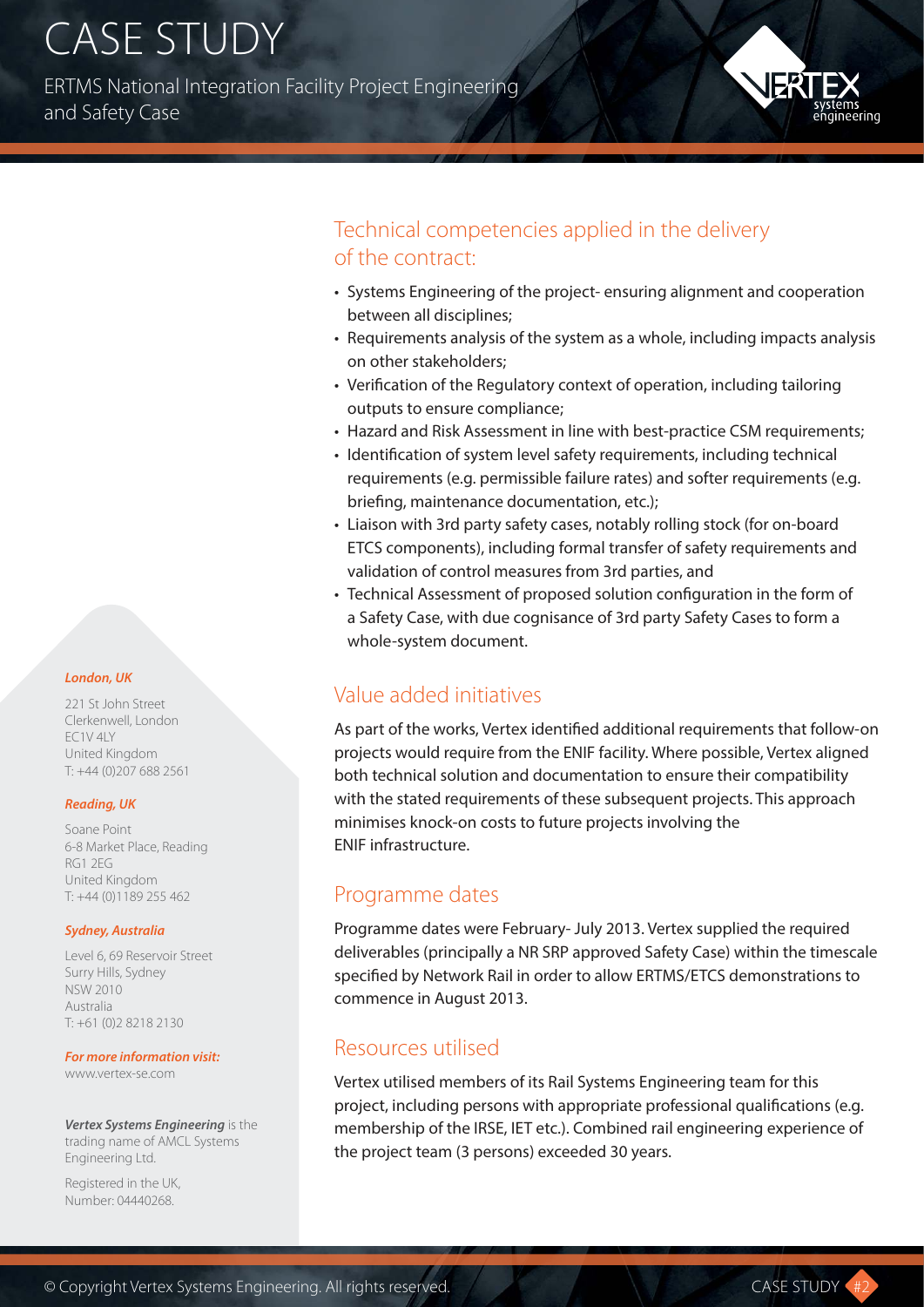# CASE STUDY

ERTMS National Integration Facility Project Engineering and Safety Case

## Technical competencies applied in the delivery of the contract:

- Systems Engineering of the project- ensuring alignment and cooperation between all disciplines;
- Requirements analysis of the system as a whole, including impacts analysis on other stakeholders;
- Verification of the Regulatory context of operation, including tailoring outputs to ensure compliance;
- Hazard and Risk Assessment in line with best-practice CSM requirements;
- Identification of system level safety requirements, including technical requirements (e.g. permissible failure rates) and softer requirements (e.g. briefing, maintenance documentation, etc.);
- Liaison with 3rd party safety cases, notably rolling stock (for on-board ETCS components), including formal transfer of safety requirements and validation of control measures from 3rd parties, and
- Technical Assessment of proposed solution configuration in the form of a Safety Case, with due cognisance of 3rd party Safety Cases to form a whole-system document.

## Value added initiatives

As part of the works, Vertex identified additional requirements that follow-on projects would require from the ENIF facility. Where possible, Vertex aligned both technical solution and documentation to ensure their compatibility with the stated requirements of these subsequent projects. This approach minimises knock-on costs to future projects involving the ENIF infrastructure.

## Programme dates

Programme dates were February- July 2013. Vertex supplied the required deliverables (principally a NR SRP approved Safety Case) within the timescale specified by Network Rail in order to allow ERTMS/ETCS demonstrations to commence in August 2013.

## Resources utilised

Vertex utilised members of its Rail Systems Engineering team for this project, including persons with appropriate professional qualifications (e.g. membership of the IRSE, IET etc.). Combined rail engineering experience of the project team (3 persons) exceeded 30 years.

***London, UK***

221 St John Street
Clerkenwell, London
EC1V 4LY
United Kingdom
T: +44 (0)207 688 2561

***Reading, UK***

Soane Point
6-8 Market Place, Reading
RG1 2EG
United Kingdom
T: +44 (0)1189 255 462

***Sydney, Australia***

Level 6, 69 Reservoir Street
Surry Hills, Sydney
NSW 2010
Australia
T: +61 (0)2 8218 2130

***For more information visit:***
www.vertex-se.com

***Vertex Systems Engineering*** is the trading name of AMCL Systems Engineering Ltd.

Registered in the UK, Number: 04440268.

© Copyright Vertex Systems Engineering. All rights reserved.